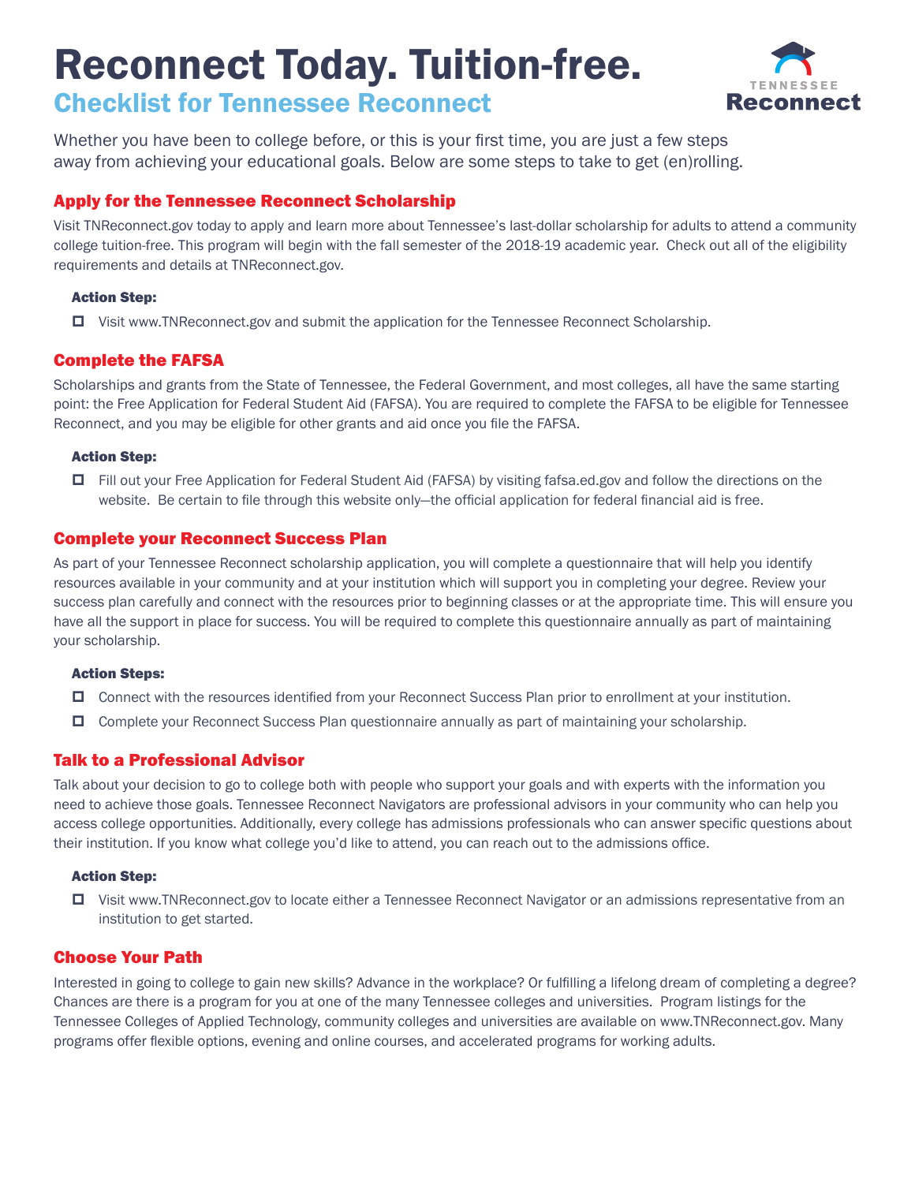# Reconnect Today. Tuition-free.

## Checklist for Tennessee Reconnect

TENNESSEE Reconnect

Whether you have been to college before, or this is your first time, you are just a few steps away from achieving your educational goals. Below are some steps to take to get (en)rolling.

### Apply for the Tennessee Reconnect Scholarship

Visit TNReconnect.gov today to apply and learn more about Tennessee's last-dollar scholarship for adults to attend a community college tuition-free. This program will begin with the fall semester of the 2018-19 academic year. Check out all of the eligibility requirements and details at TNReconnect.gov.

**Action Step:**

- ☐ Visit www.TNReconnect.gov and submit the application for the Tennessee Reconnect Scholarship.

### Complete the FAFSA

Scholarships and grants from the State of Tennessee, the Federal Government, and most colleges, all have the same starting point: the Free Application for Federal Student Aid (FAFSA). You are required to complete the FAFSA to be eligible for Tennessee Reconnect, and you may be eligible for other grants and aid once you file the FAFSA.

**Action Step:**

- ☐ Fill out your Free Application for Federal Student Aid (FAFSA) by visiting fafsa.ed.gov and follow the directions on the website. Be certain to file through this website only—the official application for federal financial aid is free.

### Complete your Reconnect Success Plan

As part of your Tennessee Reconnect scholarship application, you will complete a questionnaire that will help you identify resources available in your community and at your institution which will support you in completing your degree. Review your success plan carefully and connect with the resources prior to beginning classes or at the appropriate time. This will ensure you have all the support in place for success. You will be required to complete this questionnaire annually as part of maintaining your scholarship.

**Action Steps:**

- ☐ Connect with the resources identified from your Reconnect Success Plan prior to enrollment at your institution.
- ☐ Complete your Reconnect Success Plan questionnaire annually as part of maintaining your scholarship.

### Talk to a Professional Advisor

Talk about your decision to go to college both with people who support your goals and with experts with the information you need to achieve those goals. Tennessee Reconnect Navigators are professional advisors in your community who can help you access college opportunities. Additionally, every college has admissions professionals who can answer specific questions about their institution. If you know what college you'd like to attend, you can reach out to the admissions office.

**Action Step:**

- ☐ Visit www.TNReconnect.gov to locate either a Tennessee Reconnect Navigator or an admissions representative from an institution to get started.

### Choose Your Path

Interested in going to college to gain new skills? Advance in the workplace? Or fulfilling a lifelong dream of completing a degree? Chances are there is a program for you at one of the many Tennessee colleges and universities. Program listings for the Tennessee Colleges of Applied Technology, community colleges and universities are available on www.TNReconnect.gov. Many programs offer flexible options, evening and online courses, and accelerated programs for working adults.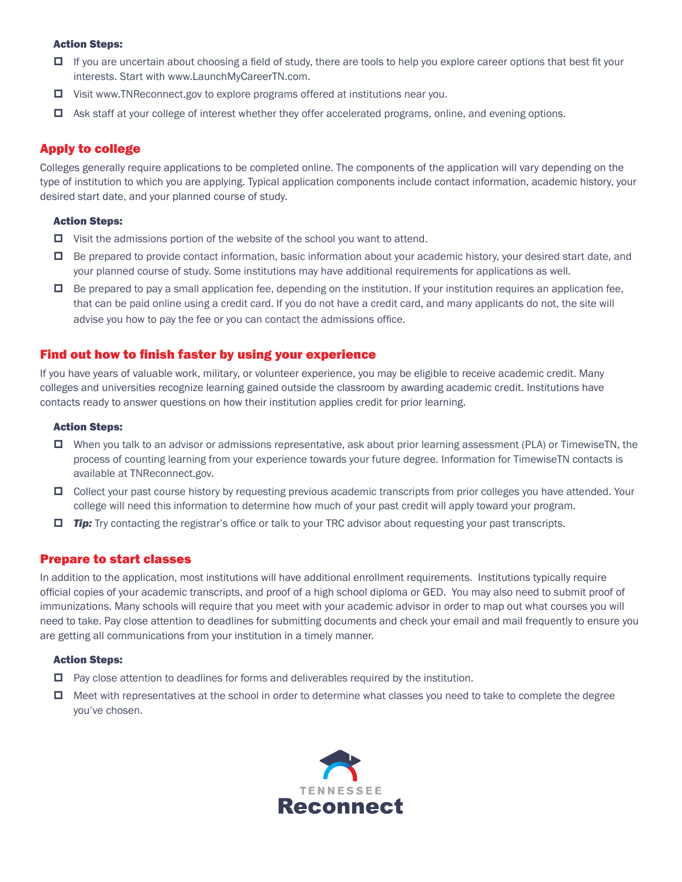**Action Steps:**

- ☐ If you are uncertain about choosing a field of study, there are tools to help you explore career options that best fit your interests. Start with www.LaunchMyCareerTN.com.
- ☐ Visit www.TNReconnect.gov to explore programs offered at institutions near you.
- ☐ Ask staff at your college of interest whether they offer accelerated programs, online, and evening options.

## Apply to college

Colleges generally require applications to be completed online. The components of the application will vary depending on the type of institution to which you are applying. Typical application components include contact information, academic history, your desired start date, and your planned course of study.

**Action Steps:**

- ☐ Visit the admissions portion of the website of the school you want to attend.
- ☐ Be prepared to provide contact information, basic information about your academic history, your desired start date, and your planned course of study. Some institutions may have additional requirements for applications as well.
- ☐ Be prepared to pay a small application fee, depending on the institution. If your institution requires an application fee, that can be paid online using a credit card. If you do not have a credit card, and many applicants do not, the site will advise you how to pay the fee or you can contact the admissions office.

## Find out how to finish faster by using your experience

If you have years of valuable work, military, or volunteer experience, you may be eligible to receive academic credit. Many colleges and universities recognize learning gained outside the classroom by awarding academic credit. Institutions have contacts ready to answer questions on how their institution applies credit for prior learning.

**Action Steps:**

- ☐ When you talk to an advisor or admissions representative, ask about prior learning assessment (PLA) or TimewiseTN, the process of counting learning from your experience towards your future degree. Information for TimewiseTN contacts is available at TNReconnect.gov.
- ☐ Collect your past course history by requesting previous academic transcripts from prior colleges you have attended. Your college will need this information to determine how much of your past credit will apply toward your program.
- ☐ ***Tip:*** Try contacting the registrar's office or talk to your TRC advisor about requesting your past transcripts.

## Prepare to start classes

In addition to the application, most institutions will have additional enrollment requirements. Institutions typically require official copies of your academic transcripts, and proof of a high school diploma or GED. You may also need to submit proof of immunizations. Many schools will require that you meet with your academic advisor in order to map out what courses you will need to take. Pay close attention to deadlines for submitting documents and check your email and mail frequently to ensure you are getting all communications from your institution in a timely manner.

**Action Steps:**

- ☐ Pay close attention to deadlines for forms and deliverables required by the institution.
- ☐ Meet with representatives at the school in order to determine what classes you need to take to complete the degree you've chosen.

TENNESSEE
**Reconnect**